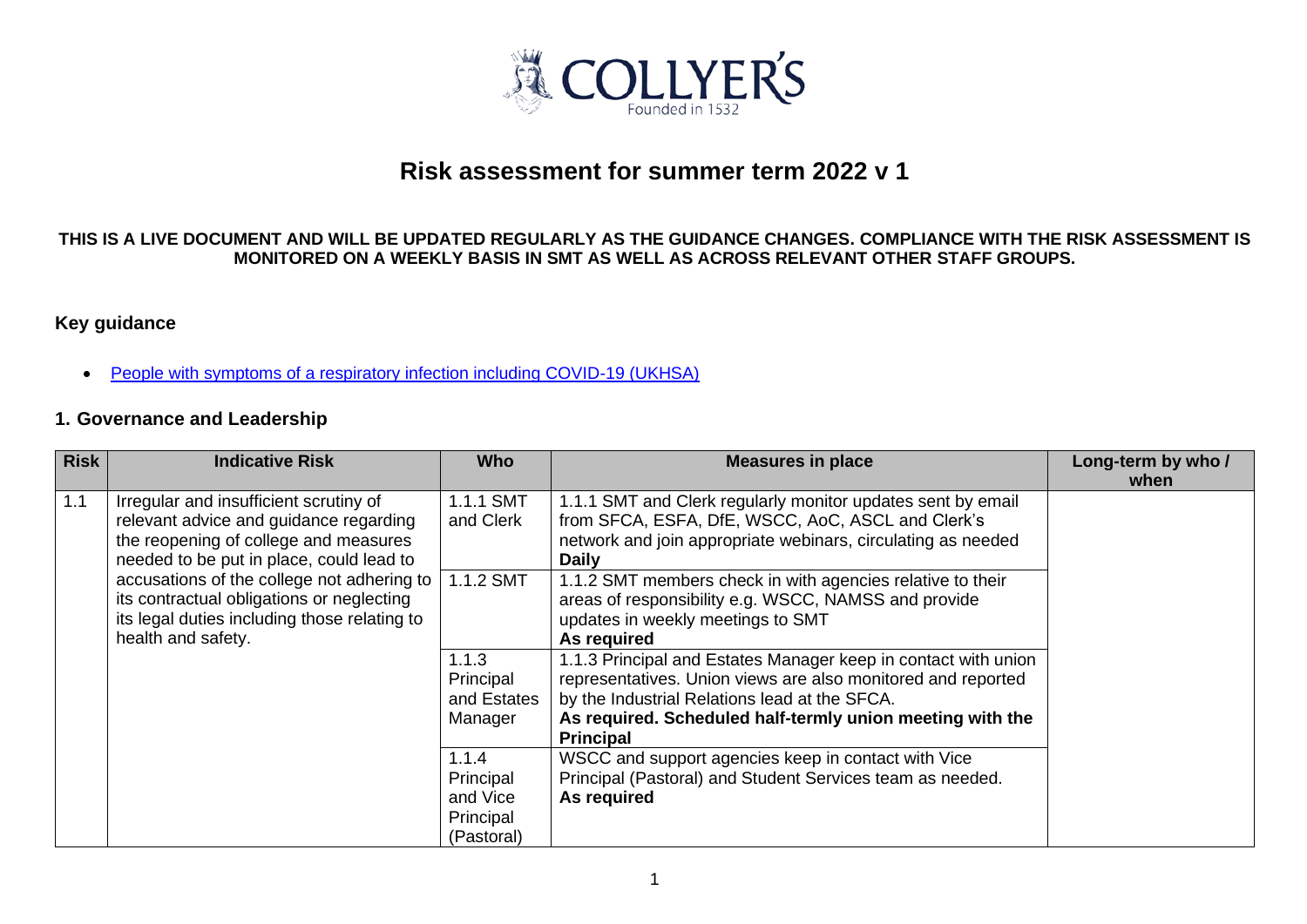# Risk assessment for summer term 2022 v 1

**THIS IS A LIVE DOCUMENT AND WILL BE UPDATED REGULARLY AS THE GUIDANCE CHANGES. COMPLIANCE WITH THE RISK ASSESSMENT IS MONITORED ON A WEEKLY BASIS IN SMT AS WELL AS ACROSS RELEVANT OTHER STAFF GROUPS.**

## Key guidance

- [People with symptoms of a respiratory infection including COVID-19 (UKHSA)]()

## 1. Governance and Leadership

| Risk | Indicative Risk | Who | Measures in place | Long-term by who / when |
|---|---|---|---|---|
| 1.1 | Irregular and insufficient scrutiny of relevant advice and guidance regarding the reopening of college and measures needed to be put in place, could lead to accusations of the college not adhering to its contractual obligations or neglecting its legal duties including those relating to health and safety. | 1.1.1 SMT and Clerk | 1.1.1 SMT and Clerk regularly monitor updates sent by email from SFCA, ESFA, DfE, WSCC, AoC, ASCL and Clerk's network and join appropriate webinars, circulating as needed **Daily** | |
| | | 1.1.2 SMT | 1.1.2 SMT members check in with agencies relative to their areas of responsibility e.g. WSCC, NAMSS and provide updates in weekly meetings to SMT **As required** | |
| | | 1.1.3 Principal and Estates Manager | 1.1.3 Principal and Estates Manager keep in contact with union representatives. Union views are also monitored and reported by the Industrial Relations lead at the SFCA. **As required. Scheduled half-termly union meeting with the Principal** | |
| | | 1.1.4 Principal and Vice Principal (Pastoral) | WSCC and support agencies keep in contact with Vice Principal (Pastoral) and Student Services team as needed. **As required** | |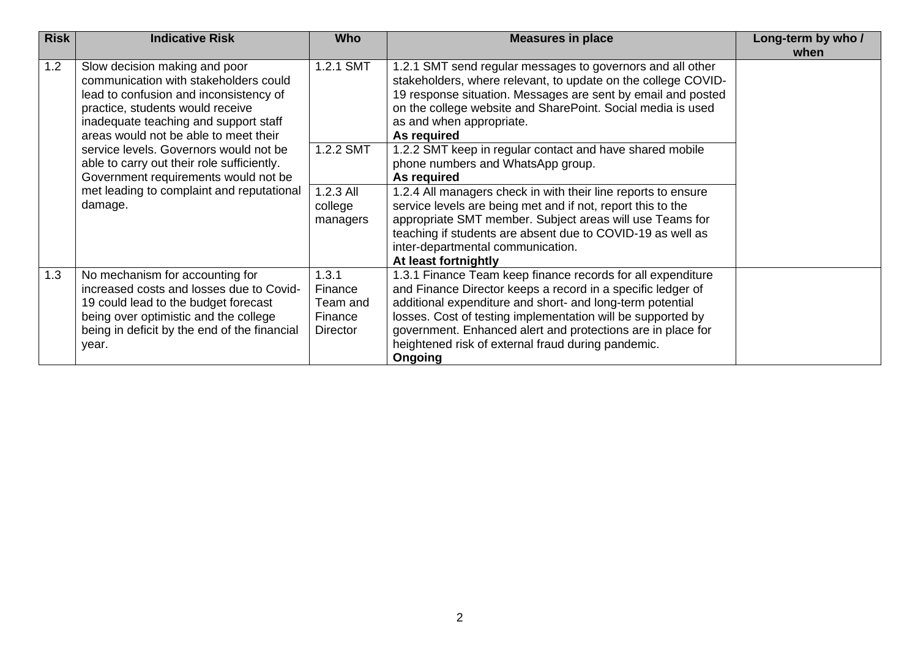| Risk | Indicative Risk | Who | Measures in place | Long-term by who / when |
| --- | --- | --- | --- | --- |
| 1.2 | Slow decision making and poor communication with stakeholders could lead to confusion and inconsistency of practice, students would receive inadequate teaching and support staff areas would not be able to meet their service levels. Governors would not be able to carry out their role sufficiently. Government requirements would not be met leading to complaint and reputational damage. | 1.2.1 SMT | 1.2.1 SMT send regular messages to governors and all other stakeholders, where relevant, to update on the college COVID-19 response situation. Messages are sent by email and posted on the college website and SharePoint. Social media is used as and when appropriate. **As required** | |
| | | 1.2.2 SMT | 1.2.2 SMT keep in regular contact and have shared mobile phone numbers and WhatsApp group. **As required** | |
| | | 1.2.3 All college managers | 1.2.4 All managers check in with their line reports to ensure service levels are being met and if not, report this to the appropriate SMT member. Subject areas will use Teams for teaching if students are absent due to COVID-19 as well as inter-departmental communication. **At least fortnightly** | |
| 1.3 | No mechanism for accounting for increased costs and losses due to Covid-19 could lead to the budget forecast being over optimistic and the college being in deficit by the end of the financial year. | 1.3.1 Finance Team and Finance Director | 1.3.1 Finance Team keep finance records for all expenditure and Finance Director keeps a record in a specific ledger of additional expenditure and short- and long-term potential losses. Cost of testing implementation will be supported by government. Enhanced alert and protections are in place for heightened risk of external fraud during pandemic. **Ongoing** | |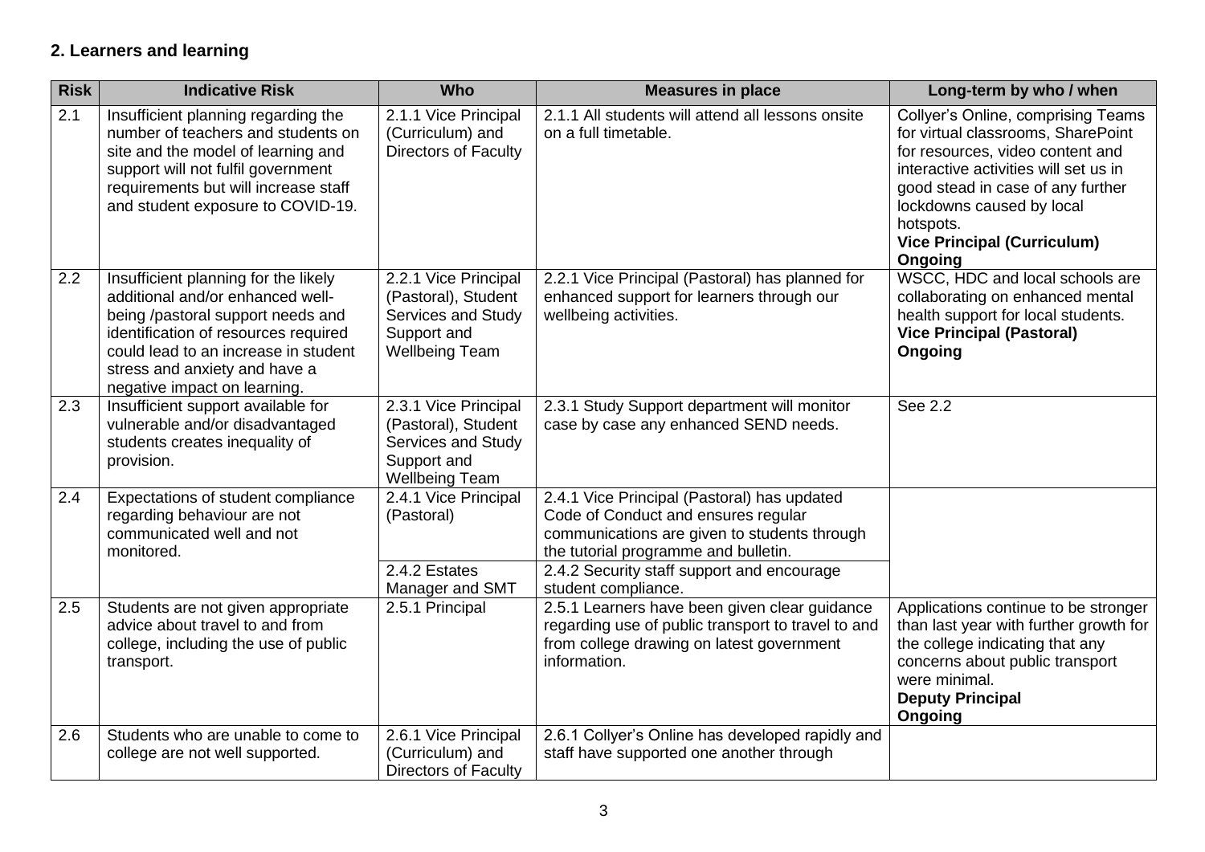## 2. Learners and learning

| Risk | Indicative Risk | Who | Measures in place | Long-term by who / when |
|---|---|---|---|---|
| 2.1 | Insufficient planning regarding the number of teachers and students on site and the model of learning and support will not fulfil government requirements but will increase staff and student exposure to COVID-19. | 2.1.1 Vice Principal (Curriculum) and Directors of Faculty | 2.1.1 All students will attend all lessons onsite on a full timetable. | Collyer's Online, comprising Teams for virtual classrooms, SharePoint for resources, video content and interactive activities will set us in good stead in case of any further lockdowns caused by local hotspots.<br>**Vice Principal (Curriculum)**<br>**Ongoing** |
| 2.2 | Insufficient planning for the likely additional and/or enhanced well-being /pastoral support needs and identification of resources required could lead to an increase in student stress and anxiety and have a negative impact on learning. | 2.2.1 Vice Principal (Pastoral), Student Services and Study Support and Wellbeing Team | 2.2.1 Vice Principal (Pastoral) has planned for enhanced support for learners through our wellbeing activities. | WSCC, HDC and local schools are collaborating on enhanced mental health support for local students.<br>**Vice Principal (Pastoral)**<br>**Ongoing** |
| 2.3 | Insufficient support available for vulnerable and/or disadvantaged students creates inequality of provision. | 2.3.1 Vice Principal (Pastoral), Student Services and Study Support and Wellbeing Team | 2.3.1 Study Support department will monitor case by case any enhanced SEND needs. | See 2.2 |
| 2.4 | Expectations of student compliance regarding behaviour are not communicated well and not monitored. | 2.4.1 Vice Principal (Pastoral) | 2.4.1 Vice Principal (Pastoral) has updated Code of Conduct and ensures regular communications are given to students through the tutorial programme and bulletin. | |
| | | 2.4.2 Estates Manager and SMT | 2.4.2 Security staff support and encourage student compliance. | |
| 2.5 | Students are not given appropriate advice about travel to and from college, including the use of public transport. | 2.5.1 Principal | 2.5.1 Learners have been given clear guidance regarding use of public transport to travel to and from college drawing on latest government information. | Applications continue to be stronger than last year with further growth for the college indicating that any concerns about public transport were minimal.<br>**Deputy Principal**<br>**Ongoing** |
| 2.6 | Students who are unable to come to college are not well supported. | 2.6.1 Vice Principal (Curriculum) and Directors of Faculty | 2.6.1 Collyer's Online has developed rapidly and staff have supported one another through | |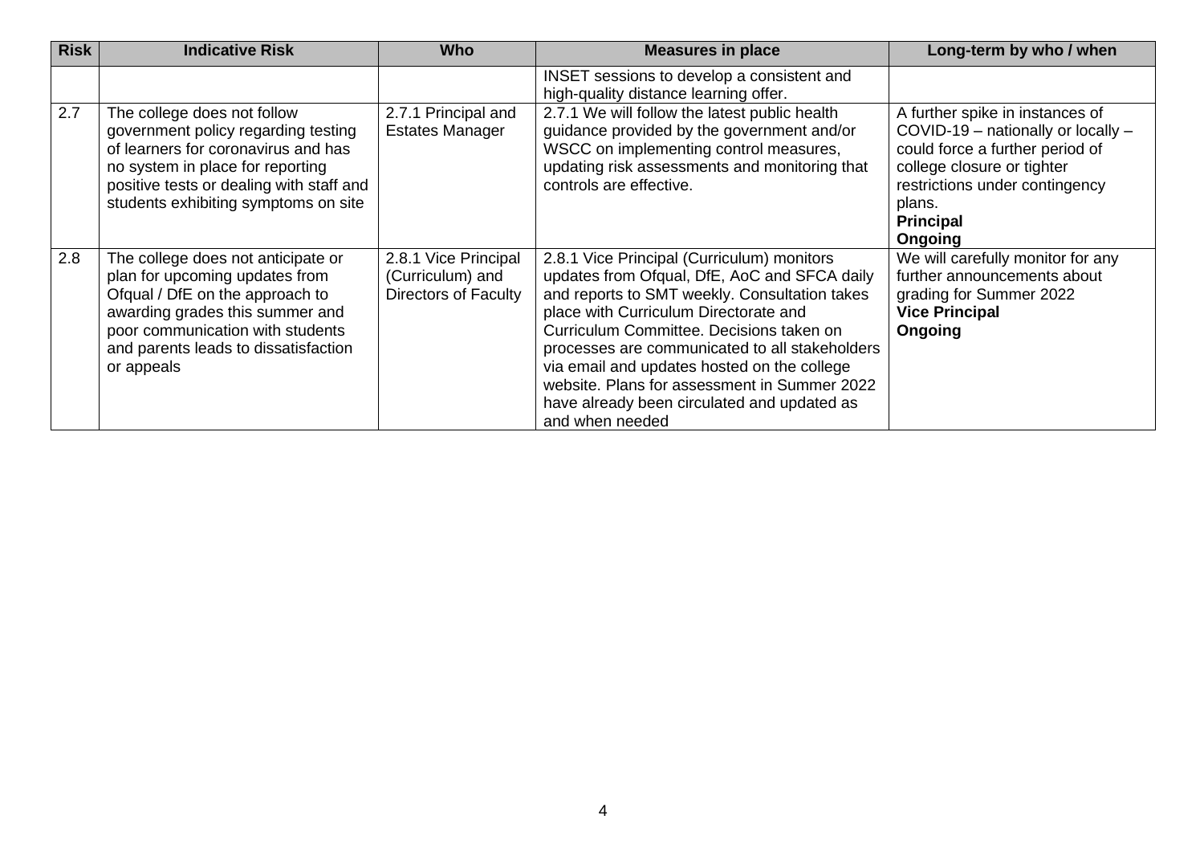| Risk | Indicative Risk | Who | Measures in place | Long-term by who / when |
|---|---|---|---|---|
| | | | INSET sessions to develop a consistent and high-quality distance learning offer. | |
| 2.7 | The college does not follow government policy regarding testing of learners for coronavirus and has no system in place for reporting positive tests or dealing with staff and students exhibiting symptoms on site | 2.7.1 Principal and Estates Manager | 2.7.1 We will follow the latest public health guidance provided by the government and/or WSCC on implementing control measures, updating risk assessments and monitoring that controls are effective. | A further spike in instances of COVID-19 – nationally or locally – could force a further period of college closure or tighter restrictions under contingency plans. **Principal** **Ongoing** |
| 2.8 | The college does not anticipate or plan for upcoming updates from Ofqual / DfE on the approach to awarding grades this summer and poor communication with students and parents leads to dissatisfaction or appeals | 2.8.1 Vice Principal (Curriculum) and Directors of Faculty | 2.8.1 Vice Principal (Curriculum) monitors updates from Ofqual, DfE, AoC and SFCA daily and reports to SMT weekly. Consultation takes place with Curriculum Directorate and Curriculum Committee. Decisions taken on processes are communicated to all stakeholders via email and updates hosted on the college website. Plans for assessment in Summer 2022 have already been circulated and updated as and when needed | We will carefully monitor for any further announcements about grading for Summer 2022 **Vice Principal** **Ongoing** |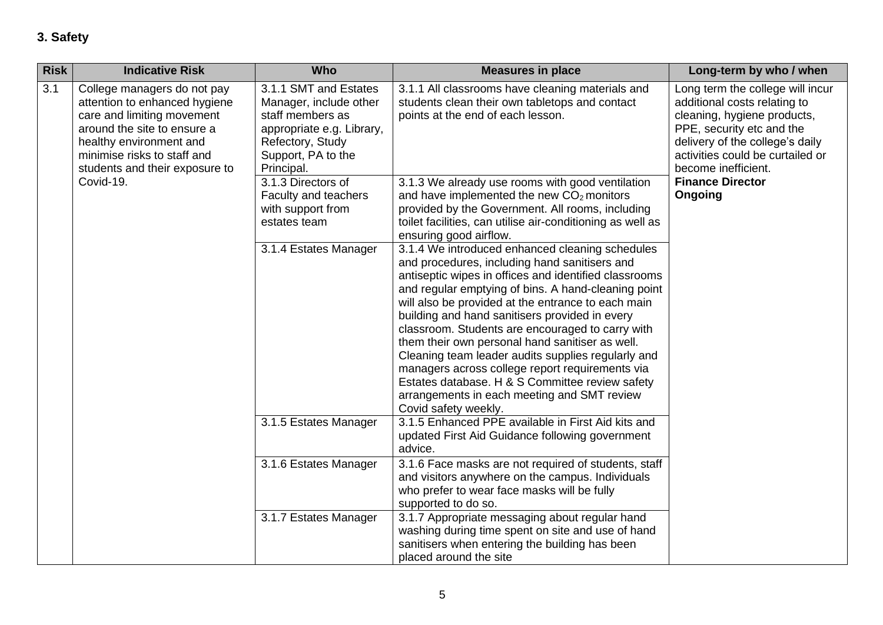## 3. Safety

| Risk | Indicative Risk | Who | Measures in place | Long-term by who / when |
|---|---|---|---|---|
| 3.1 | College managers do not pay attention to enhanced hygiene care and limiting movement around the site to ensure a healthy environment and minimise risks to staff and students and their exposure to Covid-19. | 3.1.1 SMT and Estates Manager, include other staff members as appropriate e.g. Library, Refectory, Study Support, PA to the Principal. | 3.1.1 All classrooms have cleaning materials and students clean their own tabletops and contact points at the end of each lesson. | Long term the college will incur additional costs relating to cleaning, hygiene products, PPE, security etc and the delivery of the college's daily activities could be curtailed or become inefficient. **Finance Director** **Ongoing** |
| | | 3.1.3 Directors of Faculty and teachers with support from estates team | 3.1.3 We already use rooms with good ventilation and have implemented the new $CO_2$ monitors provided by the Government. All rooms, including toilet facilities, can utilise air-conditioning as well as ensuring good airflow. | |
| | | 3.1.4 Estates Manager | 3.1.4 We introduced enhanced cleaning schedules and procedures, including hand sanitisers and antiseptic wipes in offices and identified classrooms and regular emptying of bins. A hand-cleaning point will also be provided at the entrance to each main building and hand sanitisers provided in every classroom. Students are encouraged to carry with them their own personal hand sanitiser as well. Cleaning team leader audits supplies regularly and managers across college report requirements via Estates database. H & S Committee review safety arrangements in each meeting and SMT review Covid safety weekly. | |
| | | 3.1.5 Estates Manager | 3.1.5 Enhanced PPE available in First Aid kits and updated First Aid Guidance following government advice. | |
| | | 3.1.6 Estates Manager | 3.1.6 Face masks are not required of students, staff and visitors anywhere on the campus. Individuals who prefer to wear face masks will be fully supported to do so. | |
| | | 3.1.7 Estates Manager | 3.1.7 Appropriate messaging about regular hand washing during time spent on site and use of hand sanitisers when entering the building has been placed around the site | |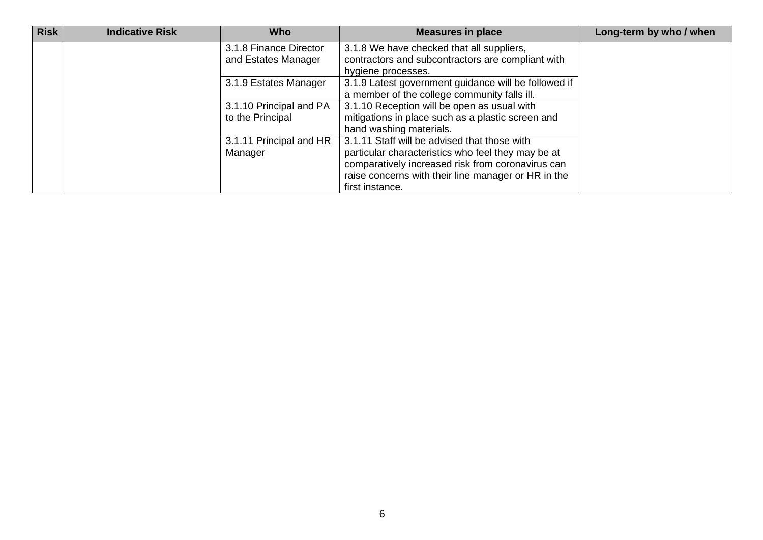| Risk | Indicative Risk | Who | Measures in place | Long-term by who / when |
|---|---|---|---|---|
| | | 3.1.8 Finance Director and Estates Manager | 3.1.8 We have checked that all suppliers, contractors and subcontractors are compliant with hygiene processes. | |
| | | 3.1.9 Estates Manager | 3.1.9 Latest government guidance will be followed if a member of the college community falls ill. | |
| | | 3.1.10 Principal and PA to the Principal | 3.1.10 Reception will be open as usual with mitigations in place such as a plastic screen and hand washing materials. | |
| | | 3.1.11 Principal and HR Manager | 3.1.11 Staff will be advised that those with particular characteristics who feel they may be at comparatively increased risk from coronavirus can raise concerns with their line manager or HR in the first instance. | |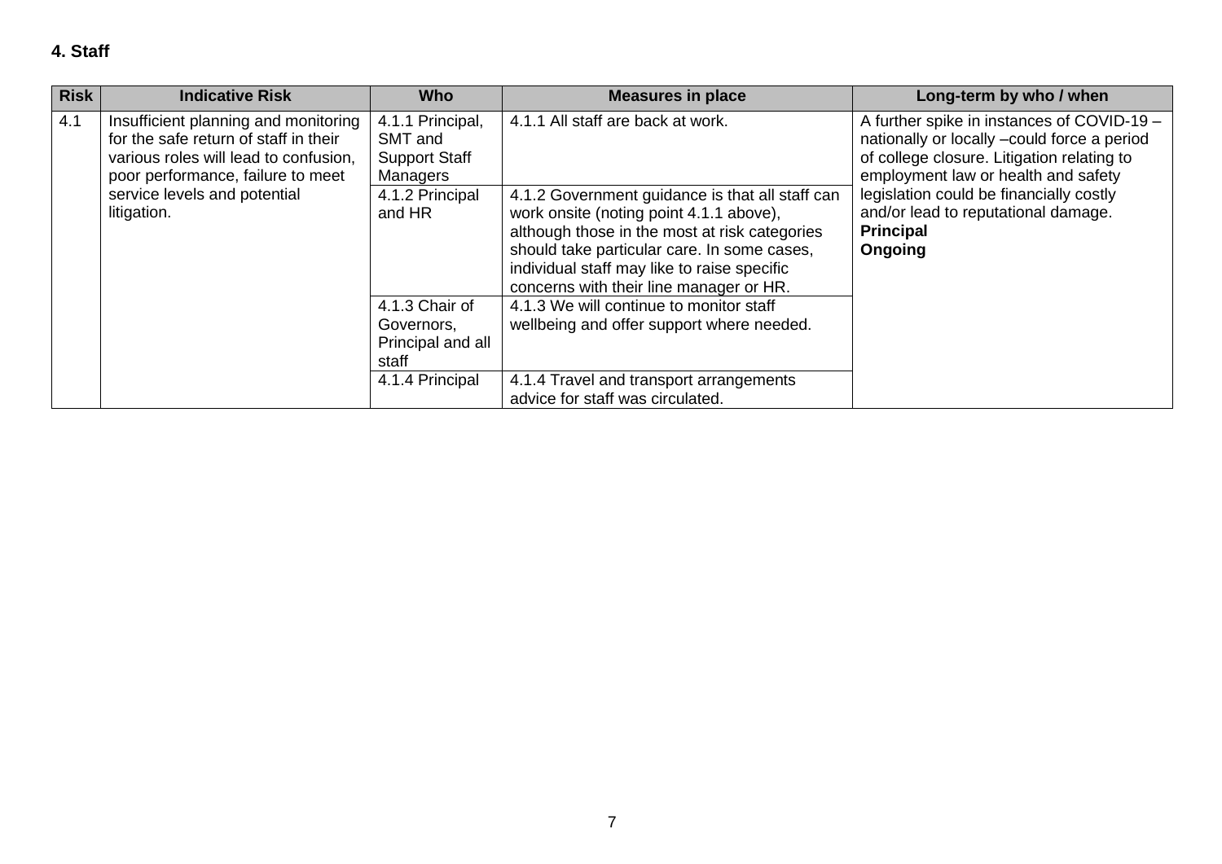## 4. Staff

| Risk | Indicative Risk | Who | Measures in place | Long-term by who / when |
|---|---|---|---|---|
| 4.1 | Insufficient planning and monitoring for the safe return of staff in their various roles will lead to confusion, poor performance, failure to meet service levels and potential litigation. | 4.1.1 Principal, SMT and Support Staff Managers | 4.1.1 All staff are back at work. | A further spike in instances of COVID-19 – nationally or locally –could force a period of college closure. Litigation relating to employment law or health and safety legislation could be financially costly and/or lead to reputational damage. **Principal** **Ongoing** |
| | | 4.1.2 Principal and HR | 4.1.2 Government guidance is that all staff can work onsite (noting point 4.1.1 above), although those in the most at risk categories should take particular care. In some cases, individual staff may like to raise specific concerns with their line manager or HR. | |
| | | 4.1.3 Chair of Governors, Principal and all staff | 4.1.3 We will continue to monitor staff wellbeing and offer support where needed. | |
| | | 4.1.4 Principal | 4.1.4 Travel and transport arrangements advice for staff was circulated. | |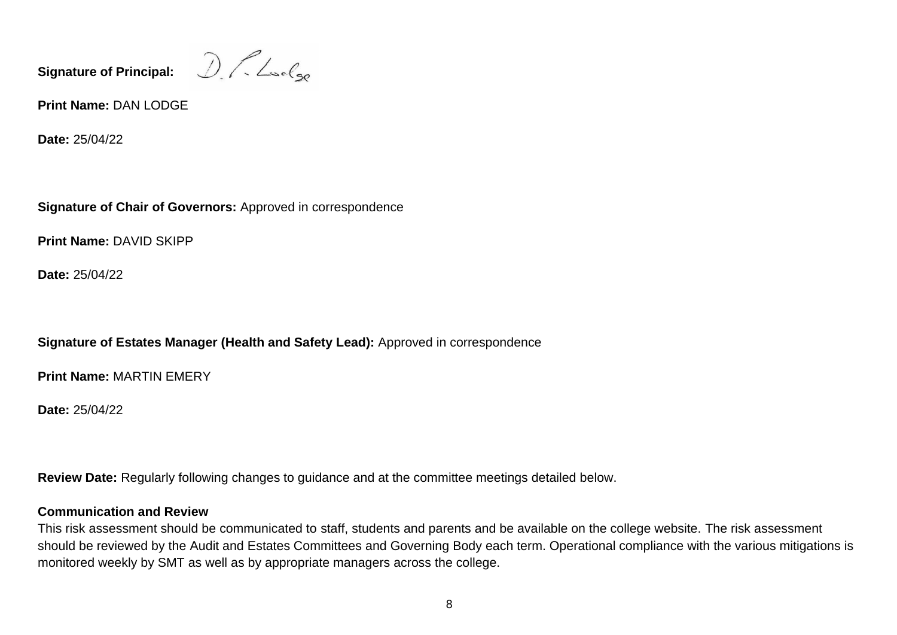**Signature of Principal:** D. P. Lodge

**Print Name:** DAN LODGE

**Date:** 25/04/22

**Signature of Chair of Governors:** Approved in correspondence

**Print Name:** DAVID SKIPP

**Date:** 25/04/22

**Signature of Estates Manager (Health and Safety Lead):** Approved in correspondence

**Print Name:** MARTIN EMERY

**Date:** 25/04/22

**Review Date:** Regularly following changes to guidance and at the committee meetings detailed below.

**Communication and Review**

This risk assessment should be communicated to staff, students and parents and be available on the college website. The risk assessment should be reviewed by the Audit and Estates Committees and Governing Body each term. Operational compliance with the various mitigations is monitored weekly by SMT as well as by appropriate managers across the college.